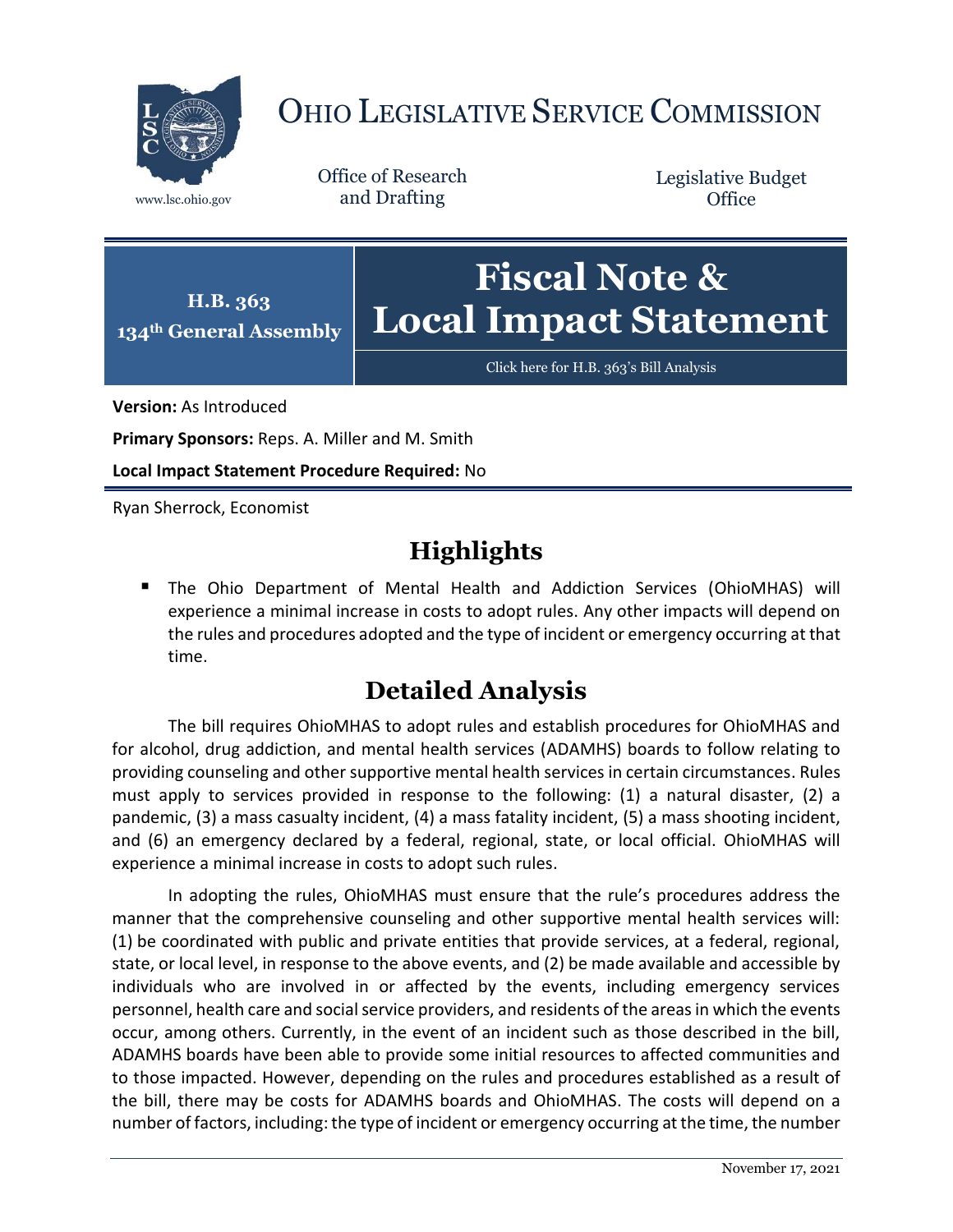# OHIO LEGISLATIVE SERVICE COMMISSION

www.lsc.ohio.gov

Office of Research and Drafting

Legislative Budget Office

**H.B. 363**
**134th General Assembly**

# Fiscal Note & Local Impact Statement

Click here for H.B. 363's Bill Analysis

**Version:** As Introduced

**Primary Sponsors:** Reps. A. Miller and M. Smith

**Local Impact Statement Procedure Required:** No

Ryan Sherrock, Economist

## Highlights

- The Ohio Department of Mental Health and Addiction Services (OhioMHAS) will experience a minimal increase in costs to adopt rules. Any other impacts will depend on the rules and procedures adopted and the type of incident or emergency occurring at that time.

## Detailed Analysis

The bill requires OhioMHAS to adopt rules and establish procedures for OhioMHAS and for alcohol, drug addiction, and mental health services (ADAMHS) boards to follow relating to providing counseling and other supportive mental health services in certain circumstances. Rules must apply to services provided in response to the following: (1) a natural disaster, (2) a pandemic, (3) a mass casualty incident, (4) a mass fatality incident, (5) a mass shooting incident, and (6) an emergency declared by a federal, regional, state, or local official. OhioMHAS will experience a minimal increase in costs to adopt such rules.

In adopting the rules, OhioMHAS must ensure that the rule's procedures address the manner that the comprehensive counseling and other supportive mental health services will: (1) be coordinated with public and private entities that provide services, at a federal, regional, state, or local level, in response to the above events, and (2) be made available and accessible by individuals who are involved in or affected by the events, including emergency services personnel, health care and social service providers, and residents of the areas in which the events occur, among others. Currently, in the event of an incident such as those described in the bill, ADAMHS boards have been able to provide some initial resources to affected communities and to those impacted. However, depending on the rules and procedures established as a result of the bill, there may be costs for ADAMHS boards and OhioMHAS. The costs will depend on a number of factors, including: the type of incident or emergency occurring at the time, the number

November 17, 2021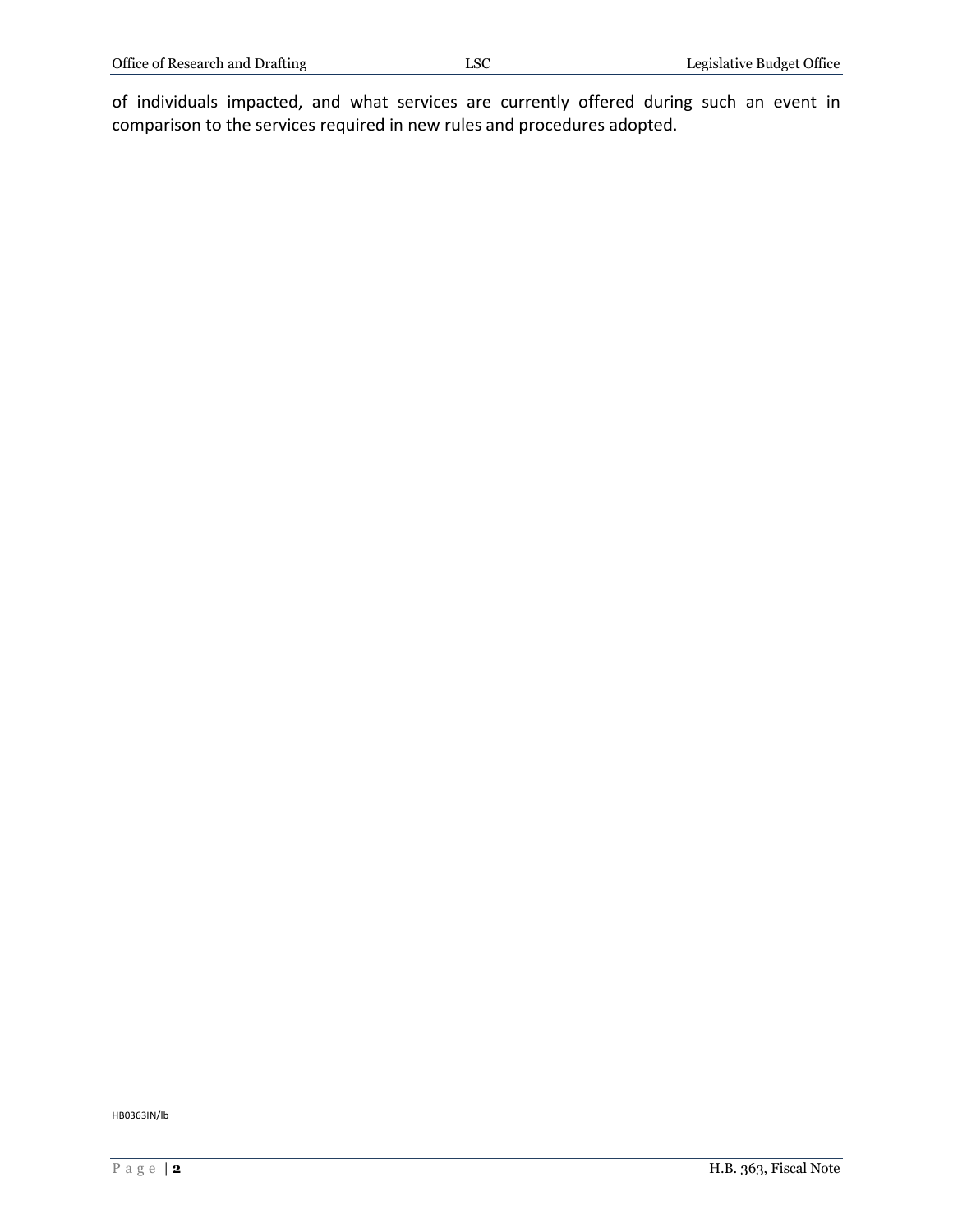of individuals impacted, and what services are currently offered during such an event in comparison to the services required in new rules and procedures adopted.

HB0363IN/lb